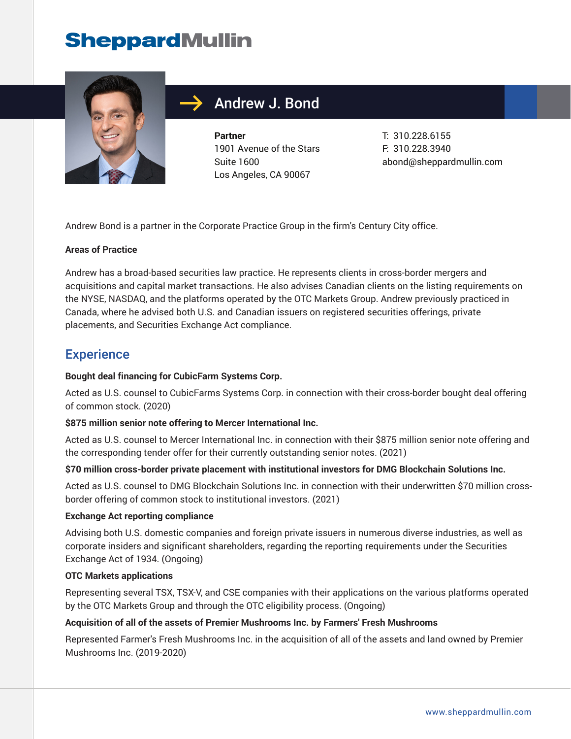# Andrew J. Bond

**Partner**
1901 Avenue of the Stars
Suite 1600
Los Angeles, CA 90067

T: 310.228.6155
F: 310.228.3940
abond@sheppardmullin.com

Andrew Bond is a partner in the Corporate Practice Group in the firm's Century City office.

**Areas of Practice**

Andrew has a broad-based securities law practice. He represents clients in cross-border mergers and acquisitions and capital market transactions. He also advises Canadian clients on the listing requirements on the NYSE, NASDAQ, and the platforms operated by the OTC Markets Group. Andrew previously practiced in Canada, where he advised both U.S. and Canadian issuers on registered securities offerings, private placements, and Securities Exchange Act compliance.

## Experience

**Bought deal financing for CubicFarm Systems Corp.**

Acted as U.S. counsel to CubicFarms Systems Corp. in connection with their cross-border bought deal offering of common stock. (2020)

**$875 million senior note offering to Mercer International Inc.**

Acted as U.S. counsel to Mercer International Inc. in connection with their $875 million senior note offering and the corresponding tender offer for their currently outstanding senior notes. (2021)

**$70 million cross-border private placement with institutional investors for DMG Blockchain Solutions Inc.**

Acted as U.S. counsel to DMG Blockchain Solutions Inc. in connection with their underwritten $70 million cross-border offering of common stock to institutional investors. (2021)

**Exchange Act reporting compliance**

Advising both U.S. domestic companies and foreign private issuers in numerous diverse industries, as well as corporate insiders and significant shareholders, regarding the reporting requirements under the Securities Exchange Act of 1934. (Ongoing)

**OTC Markets applications**

Representing several TSX, TSX-V, and CSE companies with their applications on the various platforms operated by the OTC Markets Group and through the OTC eligibility process. (Ongoing)

**Acquisition of all of the assets of Premier Mushrooms Inc. by Farmers' Fresh Mushrooms**

Represented Farmer's Fresh Mushrooms Inc. in the acquisition of all of the assets and land owned by Premier Mushrooms Inc. (2019-2020)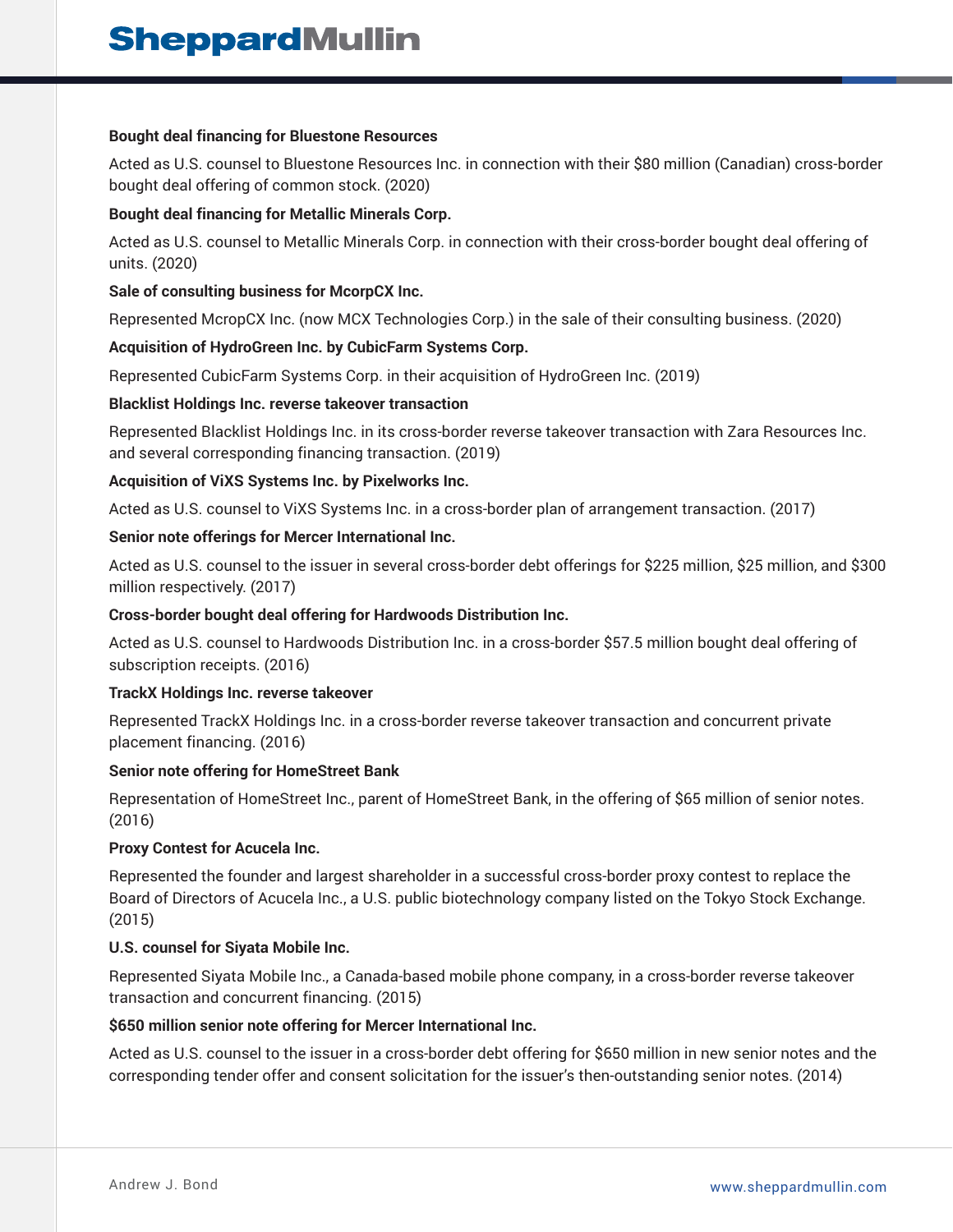**Bought deal financing for Bluestone Resources**

Acted as U.S. counsel to Bluestone Resources Inc. in connection with their $80 million (Canadian) cross-border bought deal offering of common stock. (2020)

**Bought deal financing for Metallic Minerals Corp.**

Acted as U.S. counsel to Metallic Minerals Corp. in connection with their cross-border bought deal offering of units. (2020)

**Sale of consulting business for McorpCX Inc.**

Represented McropCX Inc. (now MCX Technologies Corp.) in the sale of their consulting business. (2020)

**Acquisition of HydroGreen Inc. by CubicFarm Systems Corp.**

Represented CubicFarm Systems Corp. in their acquisition of HydroGreen Inc. (2019)

**Blacklist Holdings Inc. reverse takeover transaction**

Represented Blacklist Holdings Inc. in its cross-border reverse takeover transaction with Zara Resources Inc. and several corresponding financing transaction. (2019)

**Acquisition of ViXS Systems Inc. by Pixelworks Inc.**

Acted as U.S. counsel to ViXS Systems Inc. in a cross-border plan of arrangement transaction. (2017)

**Senior note offerings for Mercer International Inc.**

Acted as U.S. counsel to the issuer in several cross-border debt offerings for $225 million, $25 million, and $300 million respectively. (2017)

**Cross-border bought deal offering for Hardwoods Distribution Inc.**

Acted as U.S. counsel to Hardwoods Distribution Inc. in a cross-border $57.5 million bought deal offering of subscription receipts. (2016)

**TrackX Holdings Inc. reverse takeover**

Represented TrackX Holdings Inc. in a cross-border reverse takeover transaction and concurrent private placement financing. (2016)

**Senior note offering for HomeStreet Bank**

Representation of HomeStreet Inc., parent of HomeStreet Bank, in the offering of $65 million of senior notes. (2016)

**Proxy Contest for Acucela Inc.**

Represented the founder and largest shareholder in a successful cross-border proxy contest to replace the Board of Directors of Acucela Inc., a U.S. public biotechnology company listed on the Tokyo Stock Exchange. (2015)

**U.S. counsel for Siyata Mobile Inc.**

Represented Siyata Mobile Inc., a Canada-based mobile phone company, in a cross-border reverse takeover transaction and concurrent financing. (2015)

**$650 million senior note offering for Mercer International Inc.**

Acted as U.S. counsel to the issuer in a cross-border debt offering for $650 million in new senior notes and the corresponding tender offer and consent solicitation for the issuer's then-outstanding senior notes. (2014)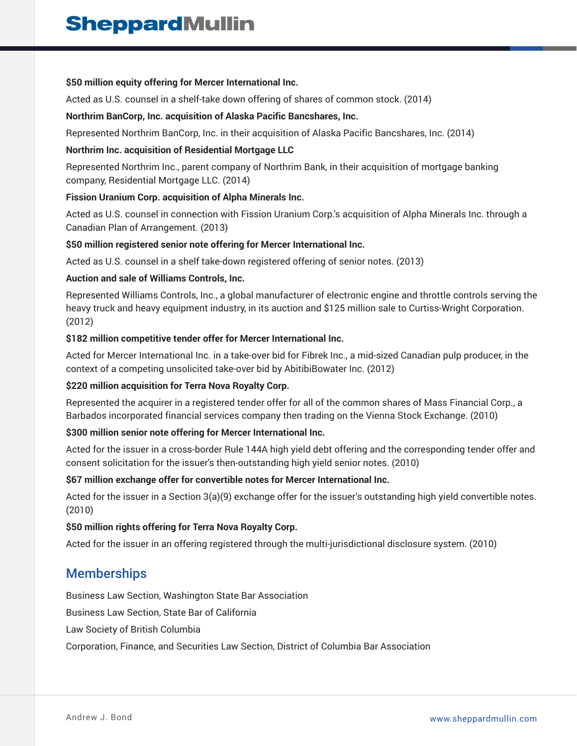**$50 million equity offering for Mercer International Inc.**

Acted as U.S. counsel in a shelf-take down offering of shares of common stock. (2014)

**Northrim BanCorp, Inc. acquisition of Alaska Pacific Bancshares, Inc.**

Represented Northrim BanCorp, Inc. in their acquisition of Alaska Pacific Bancshares, Inc. (2014)

**Northrim Inc. acquisition of Residential Mortgage LLC**

Represented Northrim Inc., parent company of Northrim Bank, in their acquisition of mortgage banking company, Residential Mortgage LLC. (2014)

**Fission Uranium Corp. acquisition of Alpha Minerals Inc.**

Acted as U.S. counsel in connection with Fission Uranium Corp.'s acquisition of Alpha Minerals Inc. through a Canadian Plan of Arrangement. (2013)

**$50 million registered senior note offering for Mercer International Inc.**

Acted as U.S. counsel in a shelf take-down registered offering of senior notes. (2013)

**Auction and sale of Williams Controls, Inc.**

Represented Williams Controls, Inc., a global manufacturer of electronic engine and throttle controls serving the heavy truck and heavy equipment industry, in its auction and $125 million sale to Curtiss-Wright Corporation. (2012)

**$182 million competitive tender offer for Mercer International Inc.**

Acted for Mercer International Inc. in a take-over bid for Fibrek Inc., a mid-sized Canadian pulp producer, in the context of a competing unsolicited take-over bid by AbitibiBowater Inc. (2012)

**$220 million acquisition for Terra Nova Royalty Corp.**

Represented the acquirer in a registered tender offer for all of the common shares of Mass Financial Corp., a Barbados incorporated financial services company then trading on the Vienna Stock Exchange. (2010)

**$300 million senior note offering for Mercer International Inc.**

Acted for the issuer in a cross-border Rule 144A high yield debt offering and the corresponding tender offer and consent solicitation for the issuer's then-outstanding high yield senior notes. (2010)

**$67 million exchange offer for convertible notes for Mercer International Inc.**

Acted for the issuer in a Section 3(a)(9) exchange offer for the issuer's outstanding high yield convertible notes. (2010)

**$50 million rights offering for Terra Nova Royalty Corp.**

Acted for the issuer in an offering registered through the multi-jurisdictional disclosure system. (2010)

## Memberships

Business Law Section, Washington State Bar Association

Business Law Section, State Bar of California

Law Society of British Columbia

Corporation, Finance, and Securities Law Section, District of Columbia Bar Association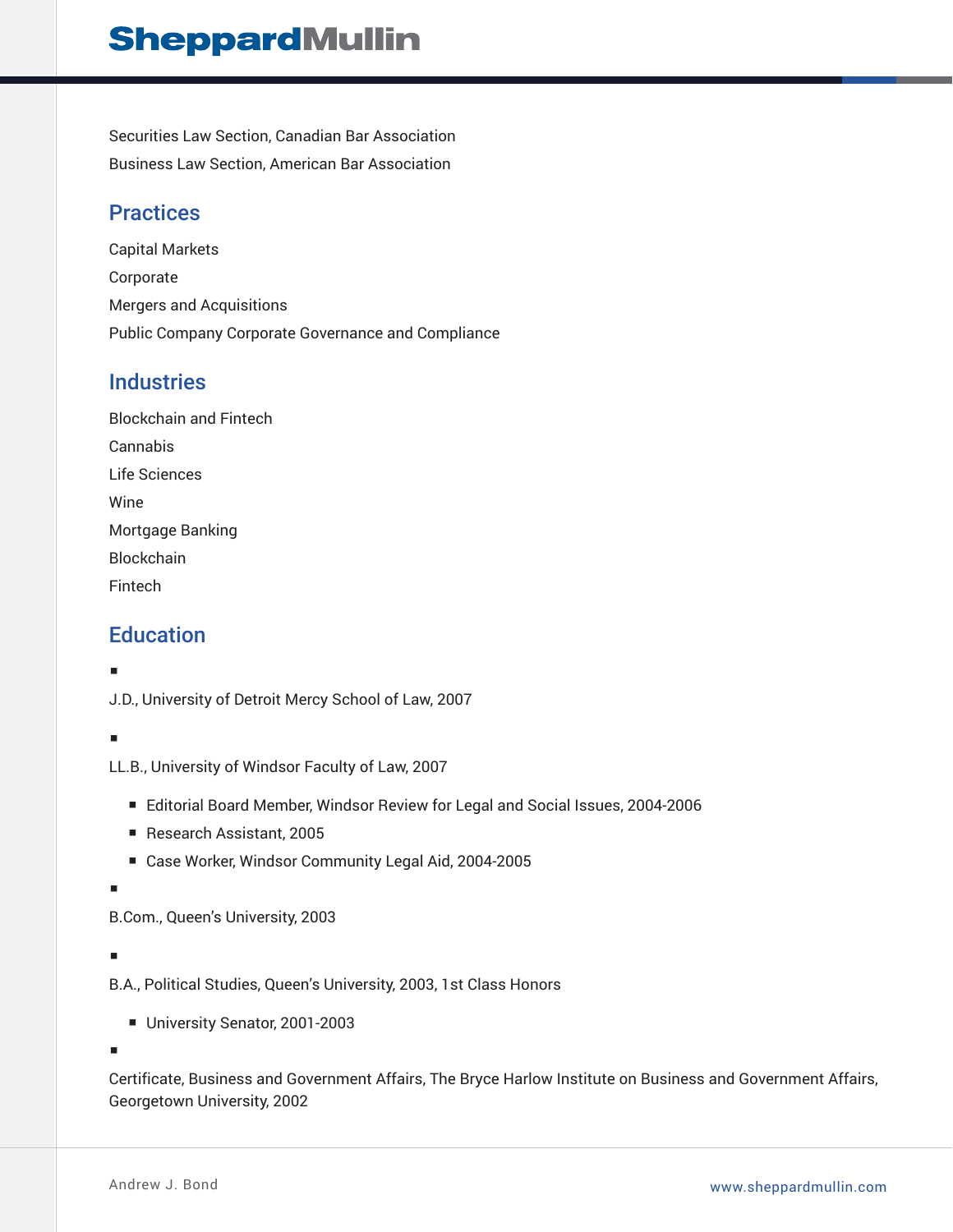Securities Law Section, Canadian Bar Association

Business Law Section, American Bar Association

## Practices

Capital Markets

Corporate

Mergers and Acquisitions

Public Company Corporate Governance and Compliance

## Industries

Blockchain and Fintech

Cannabis

Life Sciences

Wine

Mortgage Banking

Blockchain

Fintech

## Education

- J.D., University of Detroit Mercy School of Law, 2007

- LL.B., University of Windsor Faculty of Law, 2007
  - Editorial Board Member, Windsor Review for Legal and Social Issues, 2004-2006
  - Research Assistant, 2005
  - Case Worker, Windsor Community Legal Aid, 2004-2005

- B.Com., Queen's University, 2003

- B.A., Political Studies, Queen's University, 2003, 1st Class Honors
  - University Senator, 2001-2003

- Certificate, Business and Government Affairs, The Bryce Harlow Institute on Business and Government Affairs, Georgetown University, 2002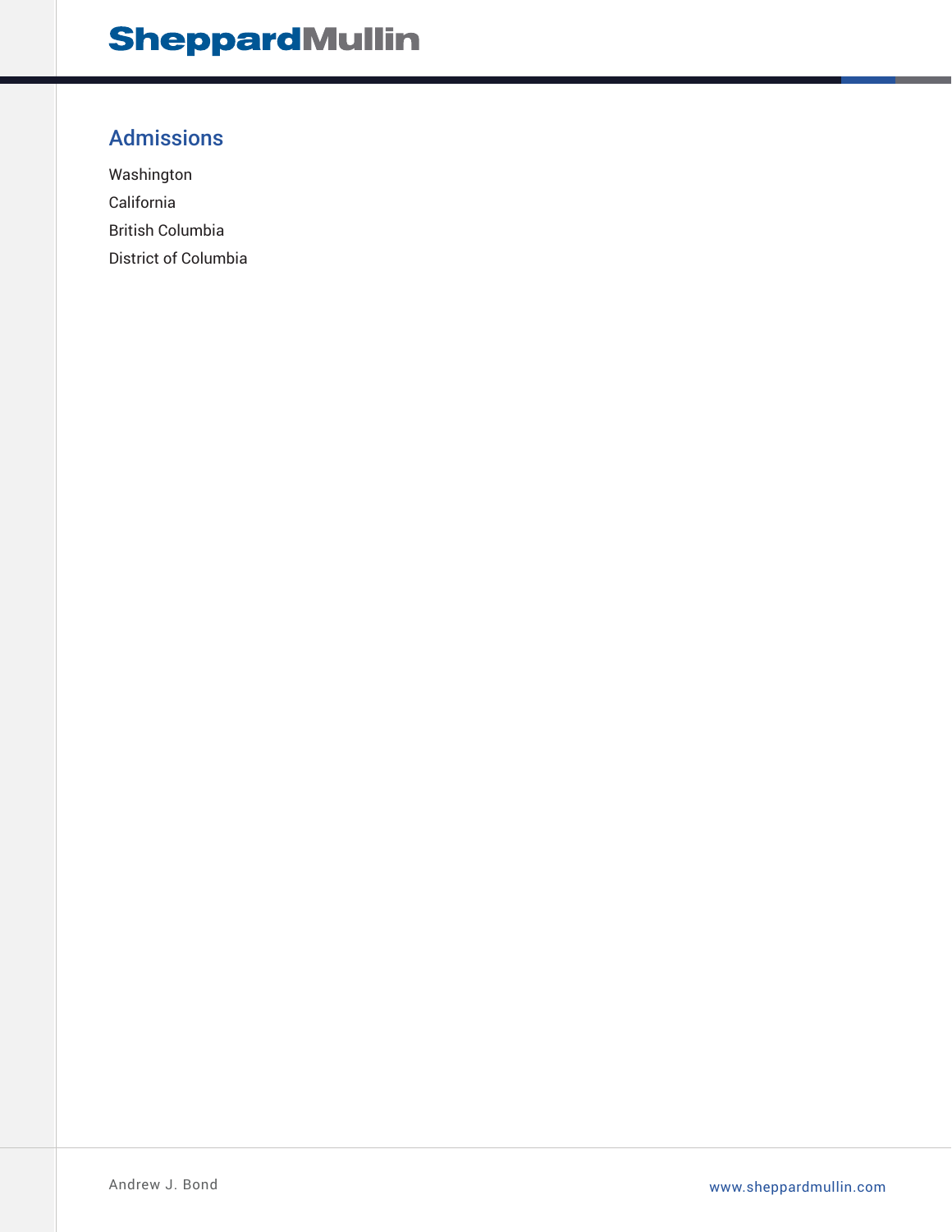## Admissions

Washington

California

British Columbia

District of Columbia